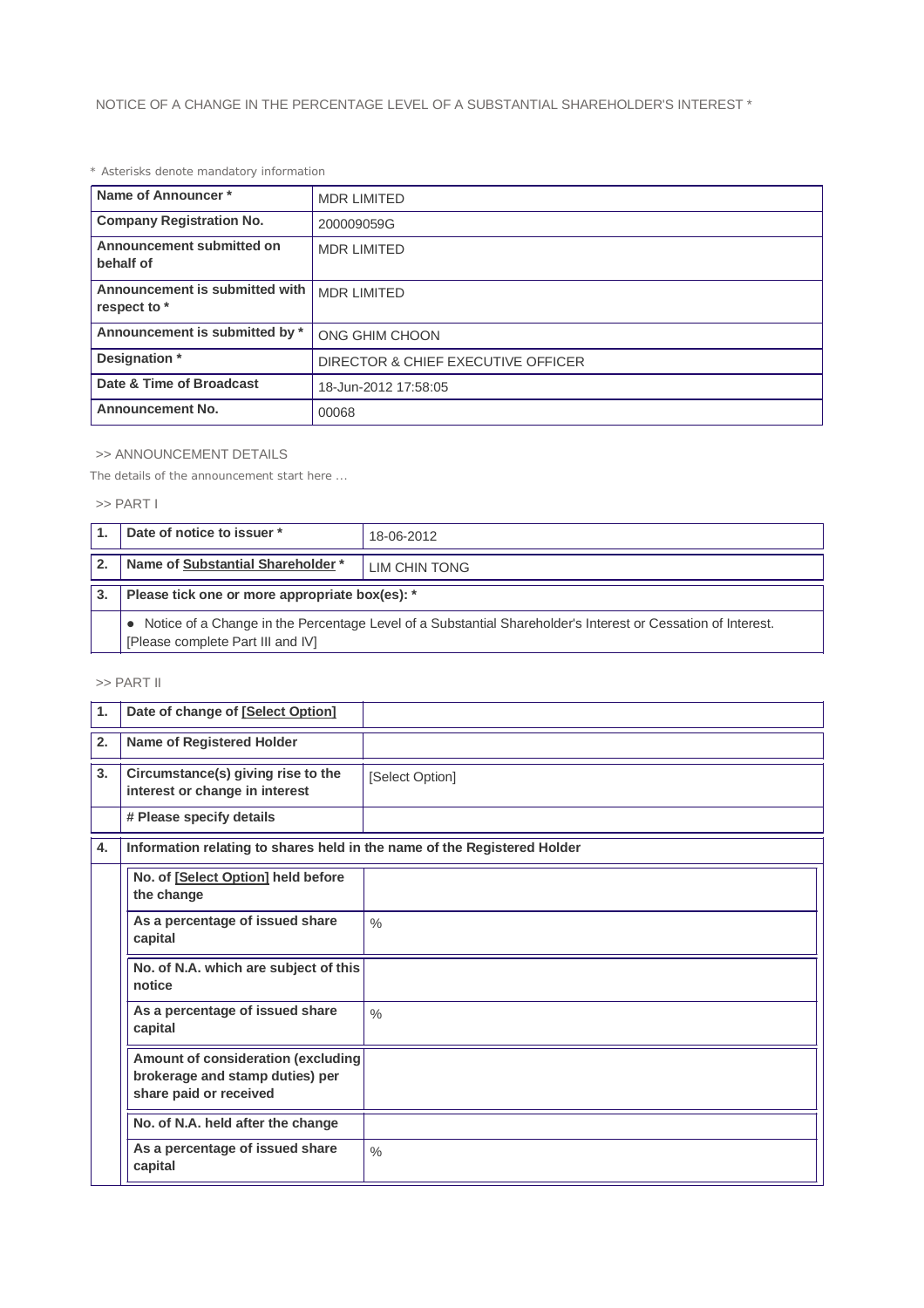NOTICE OF A CHANGE IN THE PERCENTAGE LEVEL OF A SUBSTANTIAL SHAREHOLDER'S INTEREST *

* Asterisks denote mandatory information

| Name of Announcer * | MDR LIMITED |
|---|---|
| Company Registration No. | 200009059G |
| Announcement submitted on behalf of | MDR LIMITED |
| Announcement is submitted with respect to * | MDR LIMITED |
| Announcement is submitted by * | ONG GHIM CHOON |
| Designation * | DIRECTOR & CHIEF EXECUTIVE OFFICER |
| Date & Time of Broadcast | 18-Jun-2012 17:58:05 |
| Announcement No. | 00068 |

>> ANNOUNCEMENT DETAILS

The details of the announcement start here ...

>> PART I

| 1. | Date of notice to issuer * | 18-06-2012 |
|---|---|---|
| 2. | Name of Substantial Shareholder * | LIM CHIN TONG |
| 3. | Please tick one or more appropriate box(es): * | |
| | ● Notice of a Change in the Percentage Level of a Substantial Shareholder's Interest or Cessation of Interest. [Please complete Part III and IV] | |

>> PART II

| 1. | Date of change of [Select Option] | |
|---|---|---|
| 2. | Name of Registered Holder | |
| 3. | Circumstance(s) giving rise to the interest or change in interest | [Select Option] |
| | # Please specify details | |
| 4. | Information relating to shares held in the name of the Registered Holder | |
| | No. of [Select Option] held before the change | |
| | As a percentage of issued share capital | % |
| | No. of N.A. which are subject of this notice | |
| | As a percentage of issued share capital | % |
| | Amount of consideration (excluding brokerage and stamp duties) per share paid or received | |
| | No. of N.A. held after the change | |
| | As a percentage of issued share capital | % |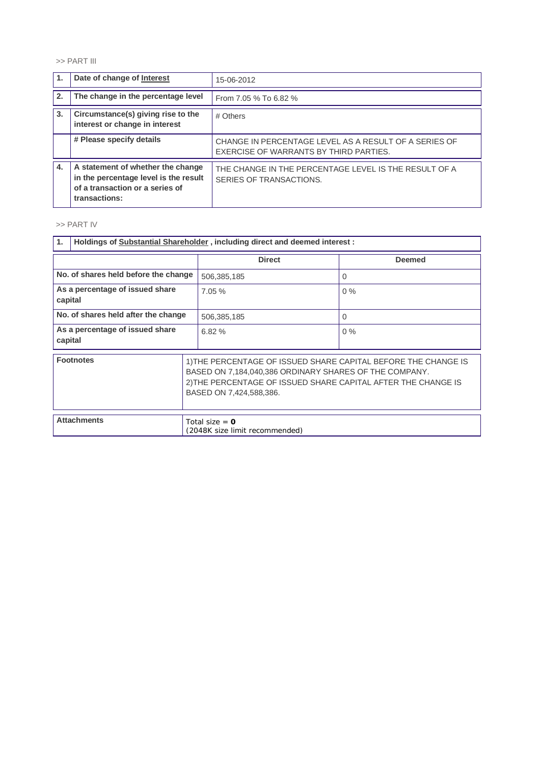>> PART III

| | | |
|---|---|---|
| 1. | Date of change of <u>Interest</u> | 15-06-2012 |
| 2. | The change in the percentage level | From 7.05 % To 6.82 % |
| 3. | Circumstance(s) giving rise to the interest or change in interest | # Others |
| | # Please specify details | CHANGE IN PERCENTAGE LEVEL AS A RESULT OF A SERIES OF EXERCISE OF WARRANTS BY THIRD PARTIES. |
| 4. | A statement of whether the change in the percentage level is the result of a transaction or a series of transactions: | THE CHANGE IN THE PERCENTAGE LEVEL IS THE RESULT OF A SERIES OF TRANSACTIONS. |

>> PART IV

**1. Holdings of <u>Substantial Shareholder</u> , including direct and deemed interest :**

| | Direct | Deemed |
|---|---|---|
| No. of shares held before the change | 506,385,185 | 0 |
| As a percentage of issued share capital | 7.05 % | 0 % |
| No. of shares held after the change | 506,385,185 | 0 |
| As a percentage of issued share capital | 6.82 % | 0 % |

| | |
|---|---|
| Footnotes | 1)THE PERCENTAGE OF ISSUED SHARE CAPITAL BEFORE THE CHANGE IS BASED ON 7,184,040,386 ORDINARY SHARES OF THE COMPANY.<br>2)THE PERCENTAGE OF ISSUED SHARE CAPITAL AFTER THE CHANGE IS BASED ON 7,424,588,386. |
| Attachments | Total size = **0**<br>(2048K size limit recommended) |